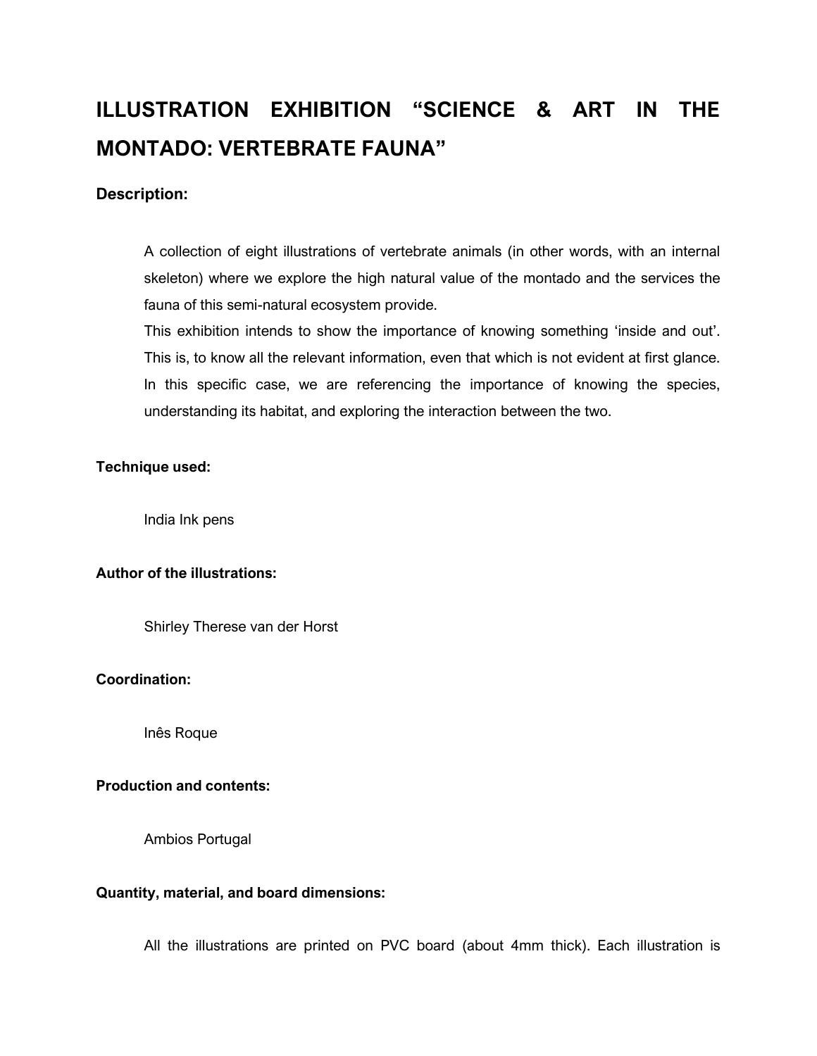# ILLUSTRATION EXHIBITION "SCIENCE & ART IN THE MONTADO: VERTEBRATE FAUNA"

**Description:**

A collection of eight illustrations of vertebrate animals (in other words, with an internal skeleton) where we explore the high natural value of the montado and the services the fauna of this semi-natural ecosystem provide.
This exhibition intends to show the importance of knowing something 'inside and out'. This is, to know all the relevant information, even that which is not evident at first glance. In this specific case, we are referencing the importance of knowing the species, understanding its habitat, and exploring the interaction between the two.

**Technique used:**

India Ink pens

**Author of the illustrations:**

Shirley Therese van der Horst

**Coordination:**

Inês Roque

**Production and contents:**

Ambios Portugal

**Quantity, material, and board dimensions:**

All the illustrations are printed on PVC board (about 4mm thick). Each illustration is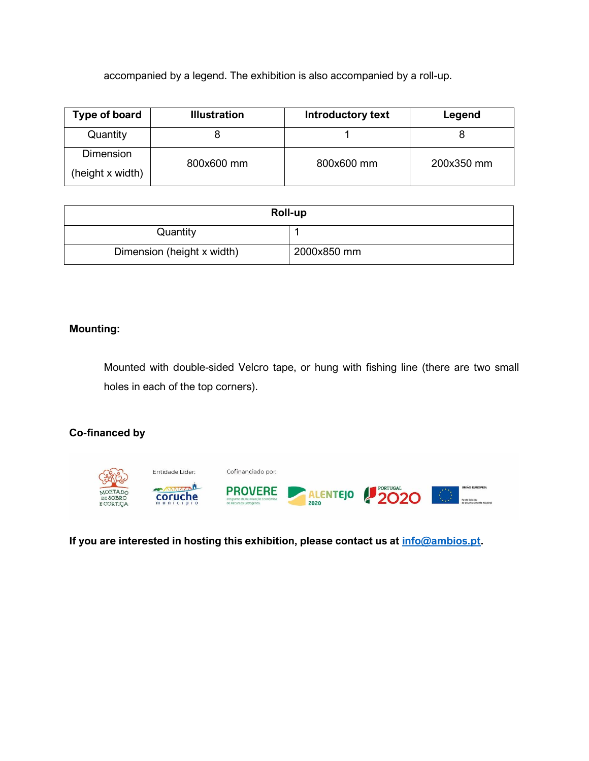accompanied by a legend. The exhibition is also accompanied by a roll-up.

| Type of board | Illustration | Introductory text | Legend |
|---|---|---|---|
| Quantity | 8 | 1 | 8 |
| Dimension (height x width) | 800x600 mm | 800x600 mm | 200x350 mm |

| Roll-up | |
|---|---|
| Quantity | 1 |
| Dimension (height x width) | 2000x850 mm |

**Mounting:**

Mounted with double-sided Velcro tape, or hung with fishing line (there are two small holes in each of the top corners).

**Co-financed by**

Montado de Sobro e Cortiça | Entidade Líder: Coruche município | Cofinanciado por: PROVERE | Alentejo 2020 | Portugal 2020 | União Europeia – Fundo Europeu de Desenvolvimento Regional

**If you are interested in hosting this exhibition, please contact us at info@ambios.pt.**